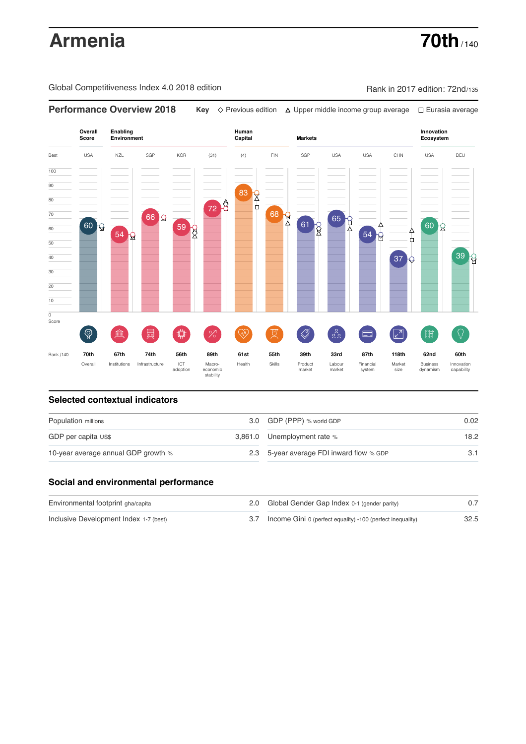# Armenia

**70th** / 140

Global Competitiveness Index 4.0 2018 edition

Rank in 2017 edition: 72nd/135

## Performance Overview 2018

Key ◇ Previous edition △ Upper middle income group average □ Eurasia average

| | Overall Score | Enabling Environment | | | | Human Capital | | Markets | | | | Innovation Ecosystem | |
|---|---|---|---|---|---|---|---|---|---|---|---|---|---|
| Best | USA | NZL | SGP | KOR | (31) | (4) | FIN | SGP | USA | USA | CHN | USA | DEU |
| Score | 60 | 54 | 66 | 59 | 72 | 83 | 68 | 61 | 65 | 54 | 37 | 60 | 39 |
| Rank /140 | 70th | 67th | 74th | 56th | 89th | 61st | 55th | 39th | 33rd | 87th | 118th | 62nd | 60th |
| | Overall | Institutions | Infrastructure | ICT adoption | Macro-economic stability | Health | Skills | Product market | Labour market | Financial system | Market size | Business dynamism | Innovation capability |

## Selected contextual indicators

| | | | |
|---|---|---|---|
| Population millions | 3.0 | GDP (PPP) % world GDP | 0.02 |
| GDP per capita US$ | 3,861.0 | Unemployment rate % | 18.2 |
| 10-year average annual GDP growth % | 2.3 | 5-year average FDI inward flow % GDP | 3.1 |

## Social and environmental performance

| | | | |
|---|---|---|---|
| Environmental footprint gha/capita | 2.0 | Global Gender Gap Index 0-1 (gender parity) | 0.7 |
| Inclusive Development Index 1-7 (best) | 3.7 | Income Gini 0 (perfect equality) -100 (perfect inequality) | 32.5 |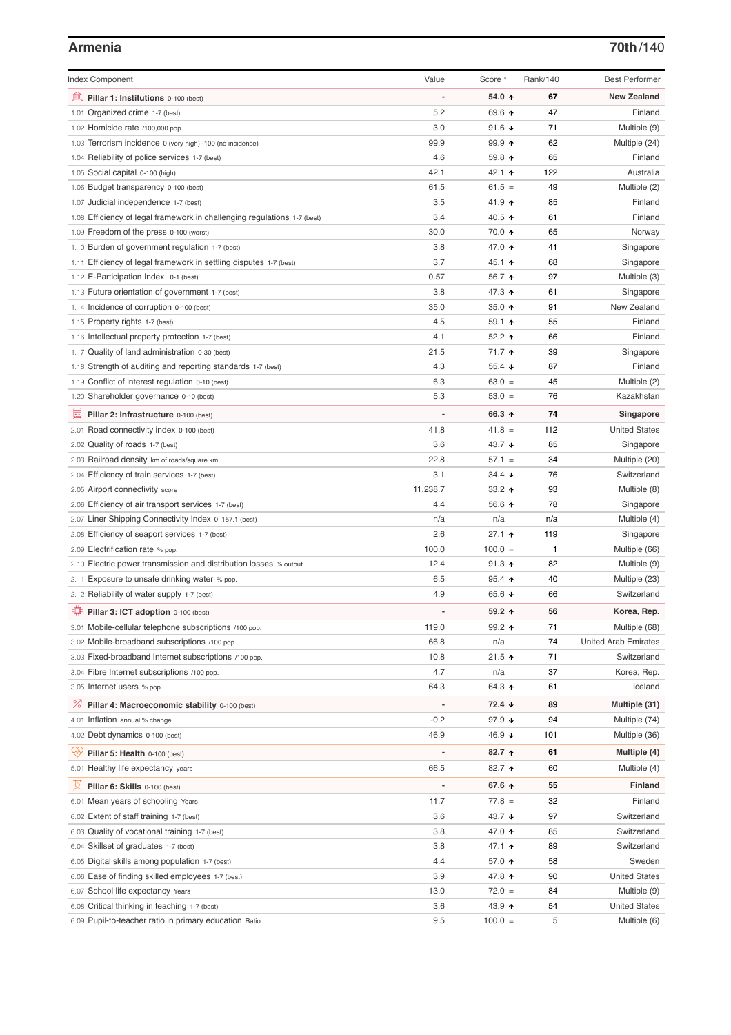## Armenia

**70th**/140

| Index Component | Value | Score * | Rank/140 | Best Performer |
|---|---|---|---|---|
| **Pillar 1: Institutions** 0-100 (best) | - | **54.0 ↑** | **67** | **New Zealand** |
| 1.01 Organized crime 1-7 (best) | 5.2 | 69.6 ↑ | 47 | Finland |
| 1.02 Homicide rate /100,000 pop. | 3.0 | 91.6 ↓ | 71 | Multiple (9) |
| 1.03 Terrorism incidence 0 (very high) -100 (no incidence) | 99.9 | 99.9 ↑ | 62 | Multiple (24) |
| 1.04 Reliability of police services 1-7 (best) | 4.6 | 59.8 ↑ | 65 | Finland |
| 1.05 Social capital 0-100 (high) | 42.1 | 42.1 ↑ | 122 | Australia |
| 1.06 Budget transparency 0-100 (best) | 61.5 | 61.5 = | 49 | Multiple (2) |
| 1.07 Judicial independence 1-7 (best) | 3.5 | 41.9 ↑ | 85 | Finland |
| 1.08 Efficiency of legal framework in challenging regulations 1-7 (best) | 3.4 | 40.5 ↑ | 61 | Finland |
| 1.09 Freedom of the press 0-100 (worst) | 30.0 | 70.0 ↑ | 65 | Norway |
| 1.10 Burden of government regulation 1-7 (best) | 3.8 | 47.0 ↑ | 41 | Singapore |
| 1.11 Efficiency of legal framework in settling disputes 1-7 (best) | 3.7 | 45.1 ↑ | 68 | Singapore |
| 1.12 E-Participation Index 0-1 (best) | 0.57 | 56.7 ↑ | 97 | Multiple (3) |
| 1.13 Future orientation of government 1-7 (best) | 3.8 | 47.3 ↑ | 61 | Singapore |
| 1.14 Incidence of corruption 0-100 (best) | 35.0 | 35.0 ↑ | 91 | New Zealand |
| 1.15 Property rights 1-7 (best) | 4.5 | 59.1 ↑ | 55 | Finland |
| 1.16 Intellectual property protection 1-7 (best) | 4.1 | 52.2 ↑ | 66 | Finland |
| 1.17 Quality of land administration 0-30 (best) | 21.5 | 71.7 ↑ | 39 | Singapore |
| 1.18 Strength of auditing and reporting standards 1-7 (best) | 4.3 | 55.4 ↓ | 87 | Finland |
| 1.19 Conflict of interest regulation 0-10 (best) | 6.3 | 63.0 = | 45 | Multiple (2) |
| 1.20 Shareholder governance 0-10 (best) | 5.3 | 53.0 = | 76 | Kazakhstan |
| **Pillar 2: Infrastructure** 0-100 (best) | - | **66.3 ↑** | **74** | **Singapore** |
| 2.01 Road connectivity index 0-100 (best) | 41.8 | 41.8 = | 112 | United States |
| 2.02 Quality of roads 1-7 (best) | 3.6 | 43.7 ↓ | 85 | Singapore |
| 2.03 Railroad density km of roads/square km | 22.8 | 57.1 = | 34 | Multiple (20) |
| 2.04 Efficiency of train services 1-7 (best) | 3.1 | 34.4 ↓ | 76 | Switzerland |
| 2.05 Airport connectivity score | 11,238.7 | 33.2 ↑ | 93 | Multiple (8) |
| 2.06 Efficiency of air transport services 1-7 (best) | 4.4 | 56.6 ↑ | 78 | Singapore |
| 2.07 Liner Shipping Connectivity Index 0–157.1 (best) | n/a | n/a | n/a | Multiple (4) |
| 2.08 Efficiency of seaport services 1-7 (best) | 2.6 | 27.1 ↑ | 119 | Singapore |
| 2.09 Electrification rate % pop. | 100.0 | 100.0 = | 1 | Multiple (66) |
| 2.10 Electric power transmission and distribution losses % output | 12.4 | 91.3 ↑ | 82 | Multiple (9) |
| 2.11 Exposure to unsafe drinking water % pop. | 6.5 | 95.4 ↑ | 40 | Multiple (23) |
| 2.12 Reliability of water supply 1-7 (best) | 4.9 | 65.6 ↓ | 66 | Switzerland |
| **Pillar 3: ICT adoption** 0-100 (best) | - | **59.2 ↑** | **56** | **Korea, Rep.** |
| 3.01 Mobile-cellular telephone subscriptions /100 pop. | 119.0 | 99.2 ↑ | 71 | Multiple (68) |
| 3.02 Mobile-broadband subscriptions /100 pop. | 66.8 | n/a | 74 | United Arab Emirates |
| 3.03 Fixed-broadband Internet subscriptions /100 pop. | 10.8 | 21.5 ↑ | 71 | Switzerland |
| 3.04 Fibre Internet subscriptions /100 pop. | 4.7 | n/a | 37 | Korea, Rep. |
| 3.05 Internet users % pop. | 64.3 | 64.3 ↑ | 61 | Iceland |
| **Pillar 4: Macroeconomic stability** 0-100 (best) | - | **72.4 ↓** | **89** | **Multiple (31)** |
| 4.01 Inflation annual % change | -0.2 | 97.9 ↓ | 94 | Multiple (74) |
| 4.02 Debt dynamics 0-100 (best) | 46.9 | 46.9 ↓ | 101 | Multiple (36) |
| **Pillar 5: Health** 0-100 (best) | - | **82.7 ↑** | **61** | **Multiple (4)** |
| 5.01 Healthy life expectancy years | 66.5 | 82.7 ↑ | 60 | Multiple (4) |
| **Pillar 6: Skills** 0-100 (best) | - | **67.6 ↑** | **55** | **Finland** |
| 6.01 Mean years of schooling Years | 11.7 | 77.8 = | 32 | Finland |
| 6.02 Extent of staff training 1-7 (best) | 3.6 | 43.7 ↓ | 97 | Switzerland |
| 6.03 Quality of vocational training 1-7 (best) | 3.8 | 47.0 ↑ | 85 | Switzerland |
| 6.04 Skillset of graduates 1-7 (best) | 3.8 | 47.1 ↑ | 89 | Switzerland |
| 6.05 Digital skills among population 1-7 (best) | 4.4 | 57.0 ↑ | 58 | Sweden |
| 6.06 Ease of finding skilled employees 1-7 (best) | 3.9 | 47.8 ↑ | 90 | United States |
| 6.07 School life expectancy Years | 13.0 | 72.0 = | 84 | Multiple (9) |
| 6.08 Critical thinking in teaching 1-7 (best) | 3.6 | 43.9 ↑ | 54 | United States |
| 6.09 Pupil-to-teacher ratio in primary education Ratio | 9.5 | 100.0 = | 5 | Multiple (6) |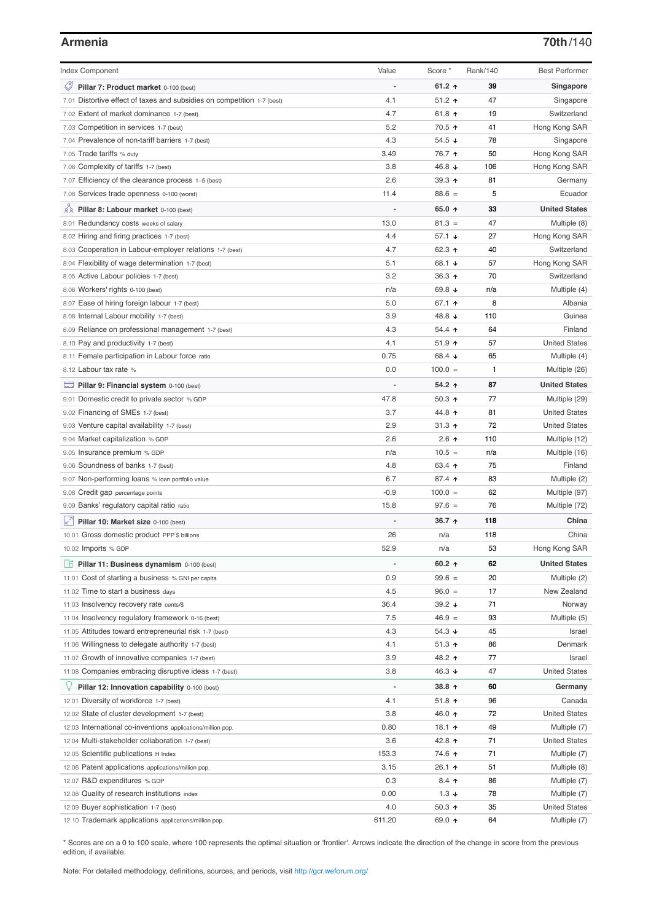## Armenia

**70th**/140

| Index Component | Value | Score * | Rank/140 | Best Performer |
|---|---|---|---|---|
| **Pillar 7: Product market** 0-100 (best) | - | **61.2 ↑** | **39** | **Singapore** |
| 7.01 Distortive effect of taxes and subsidies on competition 1-7 (best) | 4.1 | 51.2 ↑ | 47 | Singapore |
| 7.02 Extent of market dominance 1-7 (best) | 4.7 | 61.8 ↑ | 19 | Switzerland |
| 7.03 Competition in services 1-7 (best) | 5.2 | 70.5 ↑ | 41 | Hong Kong SAR |
| 7.04 Prevalence of non-tariff barriers 1-7 (best) | 4.3 | 54.5 ↓ | 78 | Singapore |
| 7.05 Trade tariffs % duty | 3.49 | 76.7 ↑ | 50 | Hong Kong SAR |
| 7.06 Complexity of tariffs 1-7 (best) | 3.8 | 46.8 ↓ | 106 | Hong Kong SAR |
| 7.07 Efficiency of the clearance process 1–5 (best) | 2.6 | 39.3 ↑ | 81 | Germany |
| 7.08 Services trade openness 0-100 (worst) | 11.4 | 88.6 = | 5 | Ecuador |
| **Pillar 8: Labour market** 0-100 (best) | - | **65.0 ↑** | **33** | **United States** |
| 8.01 Redundancy costs weeks of salary | 13.0 | 81.3 = | 47 | Multiple (8) |
| 8.02 Hiring and firing practices 1-7 (best) | 4.4 | 57.1 ↓ | 27 | Hong Kong SAR |
| 8.03 Cooperation in Labour-employer relations 1-7 (best) | 4.7 | 62.3 ↑ | 40 | Switzerland |
| 8.04 Flexibility of wage determination 1-7 (best) | 5.1 | 68.1 ↓ | 57 | Hong Kong SAR |
| 8.05 Active Labour policies 1-7 (best) | 3.2 | 36.3 ↑ | 70 | Switzerland |
| 8.06 Workers' rights 0-100 (best) | n/a | 69.8 ↓ | n/a | Multiple (4) |
| 8.07 Ease of hiring foreign labour 1-7 (best) | 5.0 | 67.1 ↑ | 8 | Albania |
| 8.08 Internal Labour mobility 1-7 (best) | 3.9 | 48.8 ↓ | 110 | Guinea |
| 8.09 Reliance on professional management 1-7 (best) | 4.3 | 54.4 ↑ | 64 | Finland |
| 8.10 Pay and productivity 1-7 (best) | 4.1 | 51.9 ↑ | 57 | United States |
| 8.11 Female participation in Labour force ratio | 0.75 | 68.4 ↓ | 65 | Multiple (4) |
| 8.12 Labour tax rate % | 0.0 | 100.0 = | 1 | Multiple (26) |
| **Pillar 9: Financial system** 0-100 (best) | - | **54.2 ↑** | **87** | **United States** |
| 9.01 Domestic credit to private sector % GDP | 47.8 | 50.3 ↑ | 77 | Multiple (29) |
| 9.02 Financing of SMEs 1-7 (best) | 3.7 | 44.8 ↑ | 81 | United States |
| 9.03 Venture capital availability 1-7 (best) | 2.9 | 31.3 ↑ | 72 | United States |
| 9.04 Market capitalization % GDP | 2.6 | 2.6 ↑ | 110 | Multiple (12) |
| 9.05 Insurance premium % GDP | n/a | 10.5 = | n/a | Multiple (16) |
| 9.06 Soundness of banks 1-7 (best) | 4.8 | 63.4 ↑ | 75 | Finland |
| 9.07 Non-performing loans % loan portfolio value | 6.7 | 87.4 ↑ | 83 | Multiple (2) |
| 9.08 Credit gap percentage points | -0.9 | 100.0 = | 62 | Multiple (97) |
| 9.09 Banks' regulatory capital ratio ratio | 15.8 | 97.6 = | 76 | Multiple (72) |
| **Pillar 10: Market size** 0-100 (best) | - | **36.7 ↑** | **118** | **China** |
| 10.01 Gross domestic product PPP $ billions | 26 | n/a | 118 | China |
| 10.02 Imports % GDP | 52.9 | n/a | 53 | Hong Kong SAR |
| **Pillar 11: Business dynamism** 0-100 (best) | - | **60.2 ↑** | **62** | **United States** |
| 11.01 Cost of starting a business % GNI per capita | 0.9 | 99.6 = | 20 | Multiple (2) |
| 11.02 Time to start a business days | 4.5 | 96.0 = | 17 | New Zealand |
| 11.03 Insolvency recovery rate cents/$ | 36.4 | 39.2 ↓ | 71 | Norway |
| 11.04 Insolvency regulatory framework 0-16 (best) | 7.5 | 46.9 = | 93 | Multiple (5) |
| 11.05 Attitudes toward entrepreneurial risk 1-7 (best) | 4.3 | 54.3 ↓ | 45 | Israel |
| 11.06 Willingness to delegate authority 1-7 (best) | 4.1 | 51.3 ↑ | 86 | Denmark |
| 11.07 Growth of innovative companies 1-7 (best) | 3.9 | 48.2 ↑ | 77 | Israel |
| 11.08 Companies embracing disruptive ideas 1-7 (best) | 3.8 | 46.3 ↓ | 47 | United States |
| **Pillar 12: Innovation capability** 0-100 (best) | - | **38.8 ↑** | **60** | **Germany** |
| 12.01 Diversity of workforce 1-7 (best) | 4.1 | 51.8 ↑ | 96 | Canada |
| 12.02 State of cluster development 1-7 (best) | 3.8 | 46.0 ↑ | 72 | United States |
| 12.03 International co-inventions applications/million pop. | 0.80 | 18.1 ↑ | 49 | Multiple (7) |
| 12.04 Multi-stakeholder collaboration 1-7 (best) | 3.6 | 42.8 ↑ | 71 | United States |
| 12.05 Scientific publications H Index | 153.3 | 74.6 ↑ | 71 | Multiple (7) |
| 12.06 Patent applications applications/million pop. | 3.15 | 26.1 ↑ | 51 | Multiple (8) |
| 12.07 R&D expenditures % GDP | 0.3 | 8.4 ↑ | 86 | Multiple (7) |
| 12.08 Quality of research institutions index | 0.00 | 1.3 ↓ | 78 | Multiple (7) |
| 12.09 Buyer sophistication 1-7 (best) | 4.0 | 50.3 ↑ | 35 | United States |
| 12.10 Trademark applications applications/million pop. | 611.20 | 69.0 ↑ | 64 | Multiple (7) |

* Scores are on a 0 to 100 scale, where 100 represents the optimal situation or 'frontier'. Arrows indicate the direction of the change in score from the previous edition, if available.

Note: For detailed methodology, definitions, sources, and periods, visit http://gcr.weforum.org/